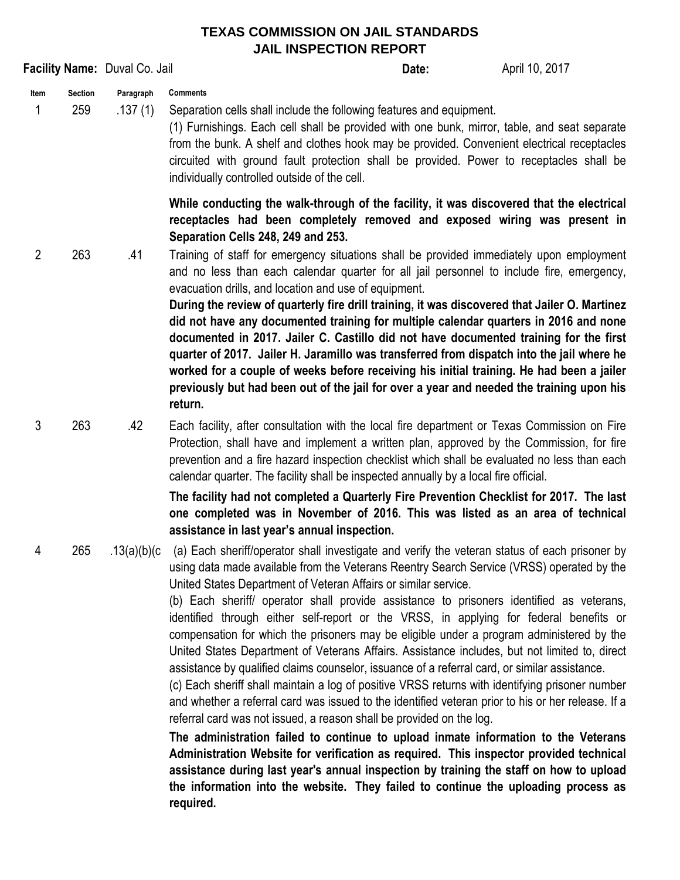# TEXAS COMMISSION ON JAIL STANDARDS
## JAIL INSPECTION REPORT

**Facility Name:** Duval Co. Jail **Date:** April 10, 2017

| Item | Section | Paragraph | Comments |
|---|---|---|---|
| 1 | 259 | .137 (1) | Separation cells shall include the following features and equipment.<br>(1) Furnishings. Each cell shall be provided with one bunk, mirror, table, and seat separate from the bunk. A shelf and clothes hook may be provided. Convenient electrical receptacles circuited with ground fault protection shall be provided. Power to receptacles shall be individually controlled outside of the cell.<br><br>**While conducting the walk-through of the facility, it was discovered that the electrical receptacles had been completely removed and exposed wiring was present in Separation Cells 248, 249 and 253.** |
| 2 | 263 | .41 | Training of staff for emergency situations shall be provided immediately upon employment and no less than each calendar quarter for all jail personnel to include fire, emergency, evacuation drills, and location and use of equipment.<br>**During the review of quarterly fire drill training, it was discovered that Jailer O. Martinez did not have any documented training for multiple calendar quarters in 2016 and none documented in 2017. Jailer C. Castillo did not have documented training for the first quarter of 2017. Jailer H. Jaramillo was transferred from dispatch into the jail where he worked for a couple of weeks before receiving his initial training. He had been a jailer previously but had been out of the jail for over a year and needed the training upon his return.** |
| 3 | 263 | .42 | Each facility, after consultation with the local fire department or Texas Commission on Fire Protection, shall have and implement a written plan, approved by the Commission, for fire prevention and a fire hazard inspection checklist which shall be evaluated no less than each calendar quarter. The facility shall be inspected annually by a local fire official.<br><br>**The facility had not completed a Quarterly Fire Prevention Checklist for 2017. The last one completed was in November of 2016. This was listed as an area of technical assistance in last year's annual inspection.** |
| 4 | 265 | .13(a)(b)(c | (a) Each sheriff/operator shall investigate and verify the veteran status of each prisoner by using data made available from the Veterans Reentry Search Service (VRSS) operated by the United States Department of Veteran Affairs or similar service.<br>(b) Each sheriff/ operator shall provide assistance to prisoners identified as veterans, identified through either self-report or the VRSS, in applying for federal benefits or compensation for which the prisoners may be eligible under a program administered by the United States Department of Veterans Affairs. Assistance includes, but not limited to, direct assistance by qualified claims counselor, issuance of a referral card, or similar assistance.<br>(c) Each sheriff shall maintain a log of positive VRSS returns with identifying prisoner number and whether a referral card was issued to the identified veteran prior to his or her release. If a referral card was not issued, a reason shall be provided on the log.<br><br>**The administration failed to continue to upload inmate information to the Veterans Administration Website for verification as required. This inspector provided technical assistance during last year's annual inspection by training the staff on how to upload the information into the website. They failed to continue the uploading process as required.** |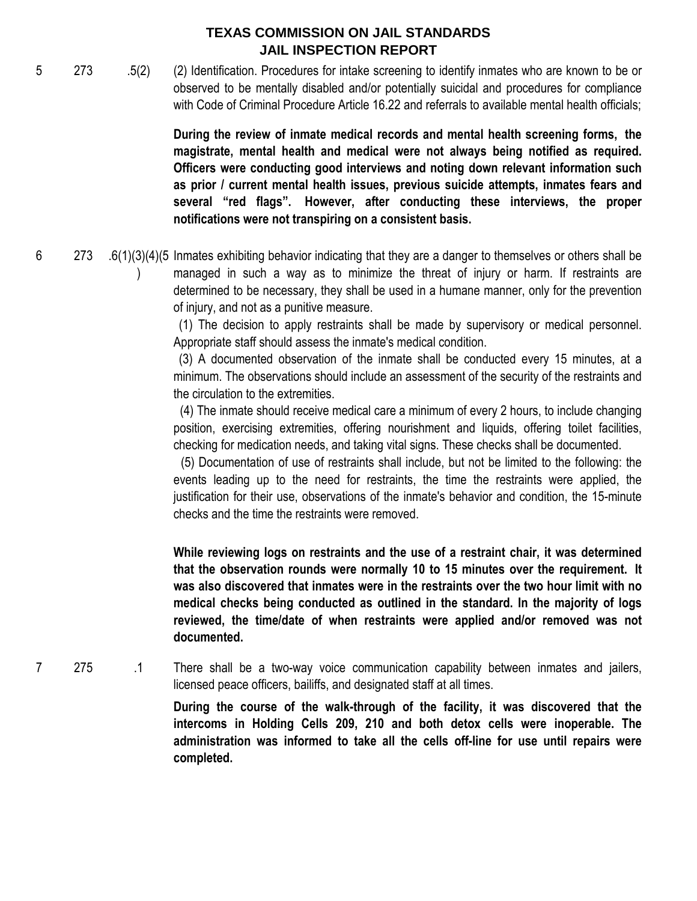5 | 273 | .5(2)

(2) Identification. Procedures for intake screening to identify inmates who are known to be or observed to be mentally disabled and/or potentially suicidal and procedures for compliance with Code of Criminal Procedure Article 16.22 and referrals to available mental health officials;

**During the review of inmate medical records and mental health screening forms, the magistrate, mental health and medical were not always being notified as required. Officers were conducting good interviews and noting down relevant information such as prior / current mental health issues, previous suicide attempts, inmates fears and several "red flags". However, after conducting these interviews, the proper notifications were not transpiring on a consistent basis.**

6 | 273 | .6(1)(3)(4)(5)

Inmates exhibiting behavior indicating that they are a danger to themselves or others shall be managed in such a way as to minimize the threat of injury or harm. If restraints are determined to be necessary, they shall be used in a humane manner, only for the prevention of injury, and not as a punitive measure.

(1) The decision to apply restraints shall be made by supervisory or medical personnel. Appropriate staff should assess the inmate's medical condition.

(3) A documented observation of the inmate shall be conducted every 15 minutes, at a minimum. The observations should include an assessment of the security of the restraints and the circulation to the extremities.

(4) The inmate should receive medical care a minimum of every 2 hours, to include changing position, exercising extremities, offering nourishment and liquids, offering toilet facilities, checking for medication needs, and taking vital signs. These checks shall be documented.

(5) Documentation of use of restraints shall include, but not be limited to the following: the events leading up to the need for restraints, the time the restraints were applied, the justification for their use, observations of the inmate's behavior and condition, the 15-minute checks and the time the restraints were removed.

**While reviewing logs on restraints and the use of a restraint chair, it was determined that the observation rounds were normally 10 to 15 minutes over the requirement. It was also discovered that inmates were in the restraints over the two hour limit with no medical checks being conducted as outlined in the standard. In the majority of logs reviewed, the time/date of when restraints were applied and/or removed was not documented.**

7 | 275 | .1

There shall be a two-way voice communication capability between inmates and jailers, licensed peace officers, bailiffs, and designated staff at all times.

**During the course of the walk-through of the facility, it was discovered that the intercoms in Holding Cells 209, 210 and both detox cells were inoperable. The administration was informed to take all the cells off-line for use until repairs were completed.**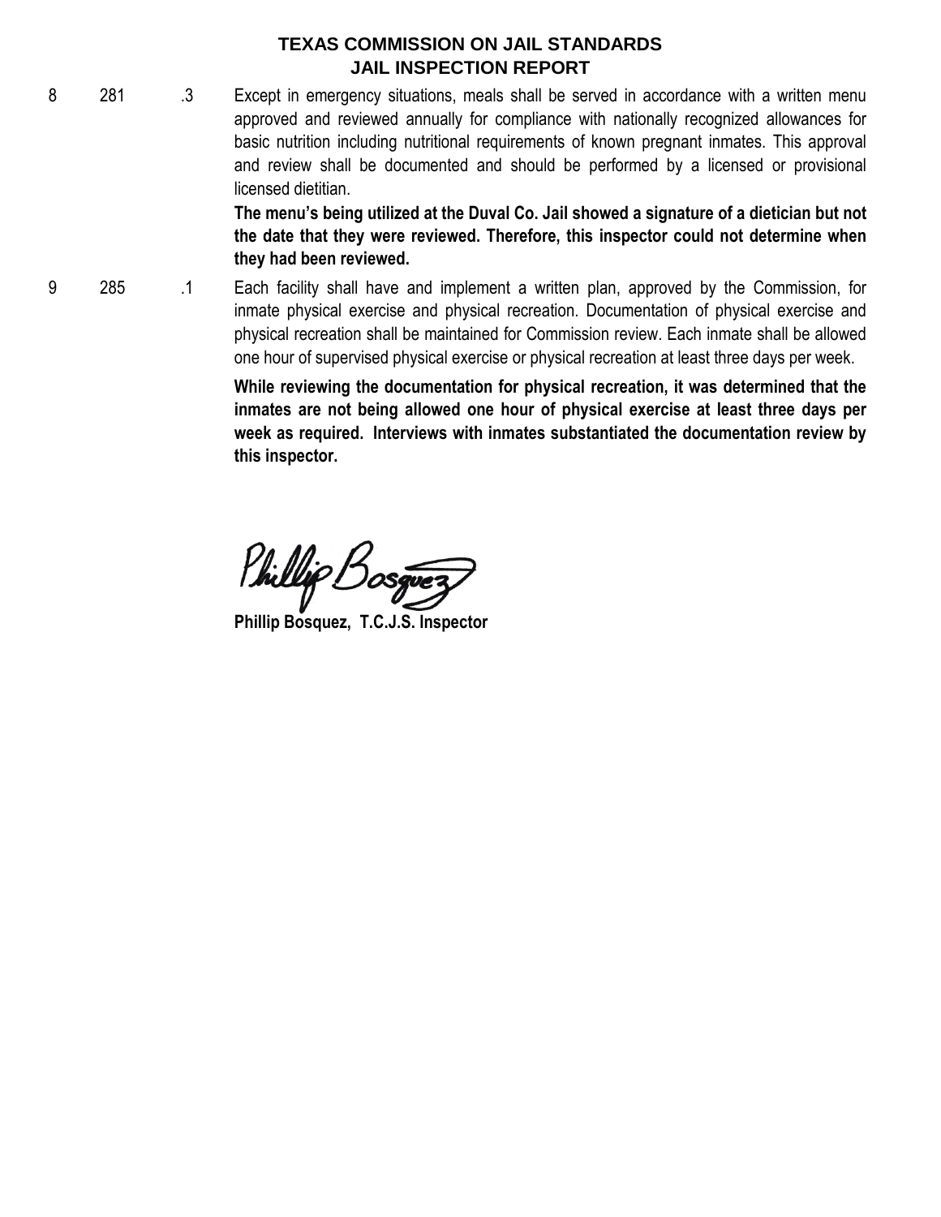8 281 .3 Except in emergency situations, meals shall be served in accordance with a written menu approved and reviewed annually for compliance with nationally recognized allowances for basic nutrition including nutritional requirements of known pregnant inmates. This approval and review shall be documented and should be performed by a licensed or provisional licensed dietitian.

**The menu's being utilized at the Duval Co. Jail showed a signature of a dietician but not the date that they were reviewed. Therefore, this inspector could not determine when they had been reviewed.**

9 285 .1 Each facility shall have and implement a written plan, approved by the Commission, for inmate physical exercise and physical recreation. Documentation of physical exercise and physical recreation shall be maintained for Commission review. Each inmate shall be allowed one hour of supervised physical exercise or physical recreation at least three days per week.

**While reviewing the documentation for physical recreation, it was determined that the inmates are not being allowed one hour of physical exercise at least three days per week as required. Interviews with inmates substantiated the documentation review by this inspector.**

Phillip Bosquez

**Phillip Bosquez, T.C.J.S. Inspector**